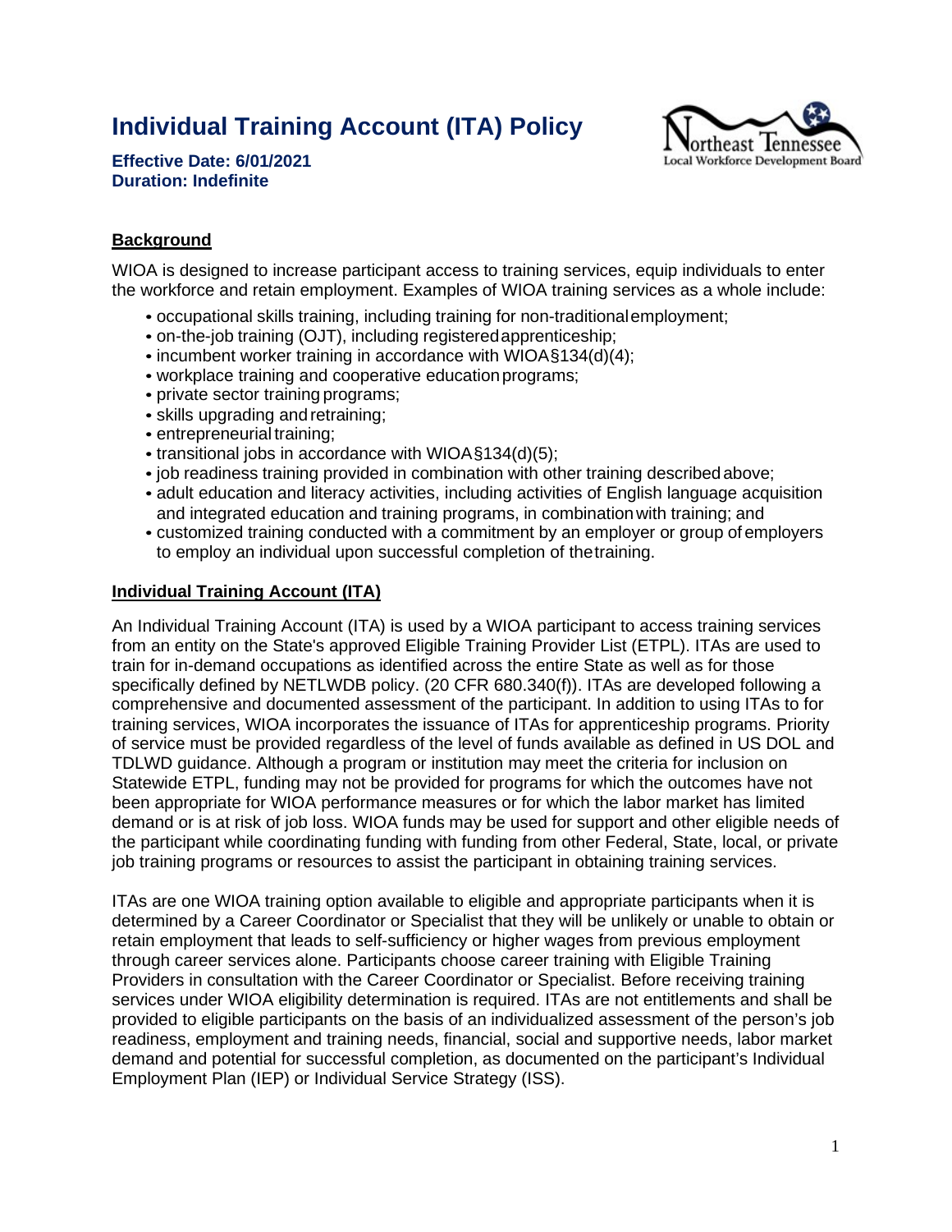# Individual Training Account (ITA) Policy

**Effective Date: 6/01/2021**
**Duration: Indefinite**

Northeast Tennessee Local Workforce Development Board

## Background

WIOA is designed to increase participant access to training services, equip individuals to enter the workforce and retain employment. Examples of WIOA training services as a whole include:

- occupational skills training, including training for non-traditional employment;
- on-the-job training (OJT), including registered apprenticeship;
- incumbent worker training in accordance with WIOA §134(d)(4);
- workplace training and cooperative education programs;
- private sector training programs;
- skills upgrading and retraining;
- entrepreneurial training;
- transitional jobs in accordance with WIOA §134(d)(5);
- job readiness training provided in combination with other training described above;
- adult education and literacy activities, including activities of English language acquisition and integrated education and training programs, in combination with training; and
- customized training conducted with a commitment by an employer or group of employers to employ an individual upon successful completion of the training.

## Individual Training Account (ITA)

An Individual Training Account (ITA) is used by a WIOA participant to access training services from an entity on the State's approved Eligible Training Provider List (ETPL). ITAs are used to train for in-demand occupations as identified across the entire State as well as for those specifically defined by NETLWDB policy. (20 CFR 680.340(f)). ITAs are developed following a comprehensive and documented assessment of the participant. In addition to using ITAs to for training services, WIOA incorporates the issuance of ITAs for apprenticeship programs. Priority of service must be provided regardless of the level of funds available as defined in US DOL and TDLWD guidance. Although a program or institution may meet the criteria for inclusion on Statewide ETPL, funding may not be provided for programs for which the outcomes have not been appropriate for WIOA performance measures or for which the labor market has limited demand or is at risk of job loss. WIOA funds may be used for support and other eligible needs of the participant while coordinating funding with funding from other Federal, State, local, or private job training programs or resources to assist the participant in obtaining training services.

ITAs are one WIOA training option available to eligible and appropriate participants when it is determined by a Career Coordinator or Specialist that they will be unlikely or unable to obtain or retain employment that leads to self-sufficiency or higher wages from previous employment through career services alone. Participants choose career training with Eligible Training Providers in consultation with the Career Coordinator or Specialist. Before receiving training services under WIOA eligibility determination is required. ITAs are not entitlements and shall be provided to eligible participants on the basis of an individualized assessment of the person's job readiness, employment and training needs, financial, social and supportive needs, labor market demand and potential for successful completion, as documented on the participant's Individual Employment Plan (IEP) or Individual Service Strategy (ISS).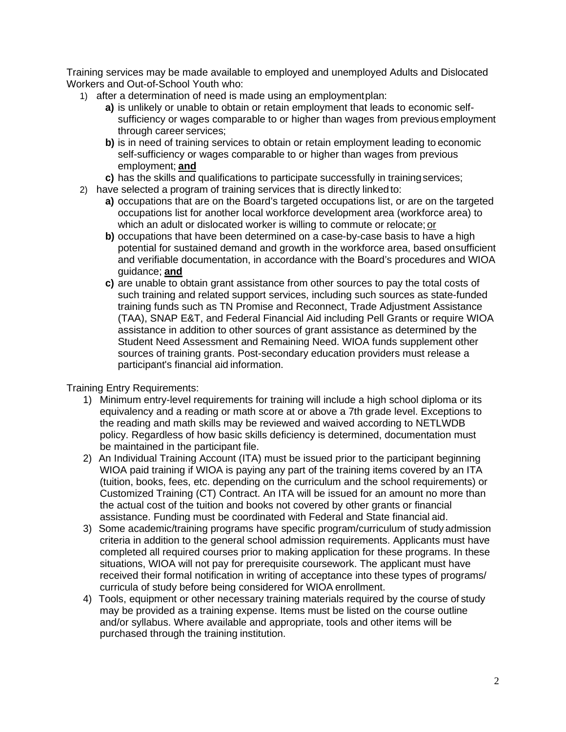Training services may be made available to employed and unemployed Adults and Dislocated Workers and Out-of-School Youth who:

1) after a determination of need is made using an employment plan:
   - **a)** is unlikely or unable to obtain or retain employment that leads to economic self-sufficiency or wages comparable to or higher than wages from previous employment through career services;
   - **b)** is in need of training services to obtain or retain employment leading to economic self-sufficiency or wages comparable to or higher than wages from previous employment; **and**
   - **c)** has the skills and qualifications to participate successfully in training services;
2) have selected a program of training services that is directly linked to:
   - **a)** occupations that are on the Board's targeted occupations list, or are on the targeted occupations list for another local workforce development area (workforce area) to which an adult or dislocated worker is willing to commute or relocate; or
   - **b)** occupations that have been determined on a case-by-case basis to have a high potential for sustained demand and growth in the workforce area, based on sufficient and verifiable documentation, in accordance with the Board's procedures and WIOA guidance; **and**
   - **c)** are unable to obtain grant assistance from other sources to pay the total costs of such training and related support services, including such sources as state-funded training funds such as TN Promise and Reconnect, Trade Adjustment Assistance (TAA), SNAP E&T, and Federal Financial Aid including Pell Grants or require WIOA assistance in addition to other sources of grant assistance as determined by the Student Need Assessment and Remaining Need. WIOA funds supplement other sources of training grants. Post-secondary education providers must release a participant's financial aid information.

Training Entry Requirements:

1) Minimum entry-level requirements for training will include a high school diploma or its equivalency and a reading or math score at or above a 7th grade level. Exceptions to the reading and math skills may be reviewed and waived according to NETLWDB policy. Regardless of how basic skills deficiency is determined, documentation must be maintained in the participant file.
2) An Individual Training Account (ITA) must be issued prior to the participant beginning WIOA paid training if WIOA is paying any part of the training items covered by an ITA (tuition, books, fees, etc. depending on the curriculum and the school requirements) or Customized Training (CT) Contract. An ITA will be issued for an amount no more than the actual cost of the tuition and books not covered by other grants or financial assistance. Funding must be coordinated with Federal and State financial aid.
3) Some academic/training programs have specific program/curriculum of study admission criteria in addition to the general school admission requirements. Applicants must have completed all required courses prior to making application for these programs. In these situations, WIOA will not pay for prerequisite coursework. The applicant must have received their formal notification in writing of acceptance into these types of programs/ curricula of study before being considered for WIOA enrollment.
4) Tools, equipment or other necessary training materials required by the course of study may be provided as a training expense. Items must be listed on the course outline and/or syllabus. Where available and appropriate, tools and other items will be purchased through the training institution.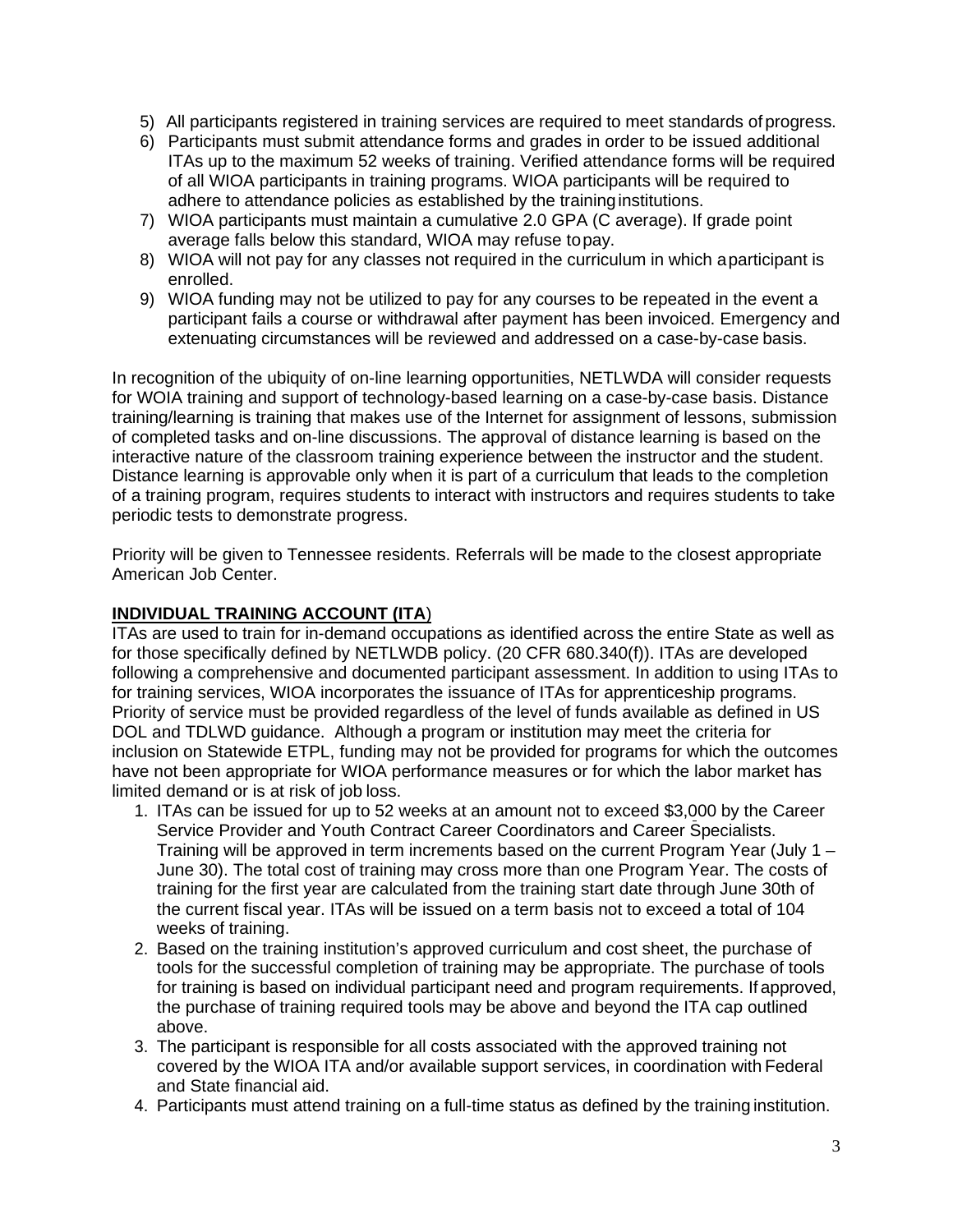5) All participants registered in training services are required to meet standards of progress.
6) Participants must submit attendance forms and grades in order to be issued additional ITAs up to the maximum 52 weeks of training. Verified attendance forms will be required of all WIOA participants in training programs. WIOA participants will be required to adhere to attendance policies as established by the training institutions.
7) WIOA participants must maintain a cumulative 2.0 GPA (C average). If grade point average falls below this standard, WIOA may refuse to pay.
8) WIOA will not pay for any classes not required in the curriculum in which a participant is enrolled.
9) WIOA funding may not be utilized to pay for any courses to be repeated in the event a participant fails a course or withdrawal after payment has been invoiced. Emergency and extenuating circumstances will be reviewed and addressed on a case-by-case basis.

In recognition of the ubiquity of on-line learning opportunities, NETLWDA will consider requests for WOIA training and support of technology-based learning on a case-by-case basis. Distance training/learning is training that makes use of the Internet for assignment of lessons, submission of completed tasks and on-line discussions. The approval of distance learning is based on the interactive nature of the classroom training experience between the instructor and the student. Distance learning is approvable only when it is part of a curriculum that leads to the completion of a training program, requires students to interact with instructors and requires students to take periodic tests to demonstrate progress.

Priority will be given to Tennessee residents. Referrals will be made to the closest appropriate American Job Center.

**INDIVIDUAL TRAINING ACCOUNT (ITA)**

ITAs are used to train for in-demand occupations as identified across the entire State as well as for those specifically defined by NETLWDB policy. (20 CFR 680.340(f)). ITAs are developed following a comprehensive and documented participant assessment. In addition to using ITAs to for training services, WIOA incorporates the issuance of ITAs for apprenticeship programs. Priority of service must be provided regardless of the level of funds available as defined in US DOL and TDLWD guidance. Although a program or institution may meet the criteria for inclusion on Statewide ETPL, funding may not be provided for programs for which the outcomes have not been appropriate for WIOA performance measures or for which the labor market has limited demand or is at risk of job loss.

1. ITAs can be issued for up to 52 weeks at an amount not to exceed $3,000 by the Career Service Provider and Youth Contract Career Coordinators and Career Specialists. Training will be approved in term increments based on the current Program Year (July 1 – June 30). The total cost of training may cross more than one Program Year. The costs of training for the first year are calculated from the training start date through June 30th of the current fiscal year. ITAs will be issued on a term basis not to exceed a total of 104 weeks of training.
2. Based on the training institution's approved curriculum and cost sheet, the purchase of tools for the successful completion of training may be appropriate. The purchase of tools for training is based on individual participant need and program requirements. If approved, the purchase of training required tools may be above and beyond the ITA cap outlined above.
3. The participant is responsible for all costs associated with the approved training not covered by the WIOA ITA and/or available support services, in coordination with Federal and State financial aid.
4. Participants must attend training on a full-time status as defined by the training institution.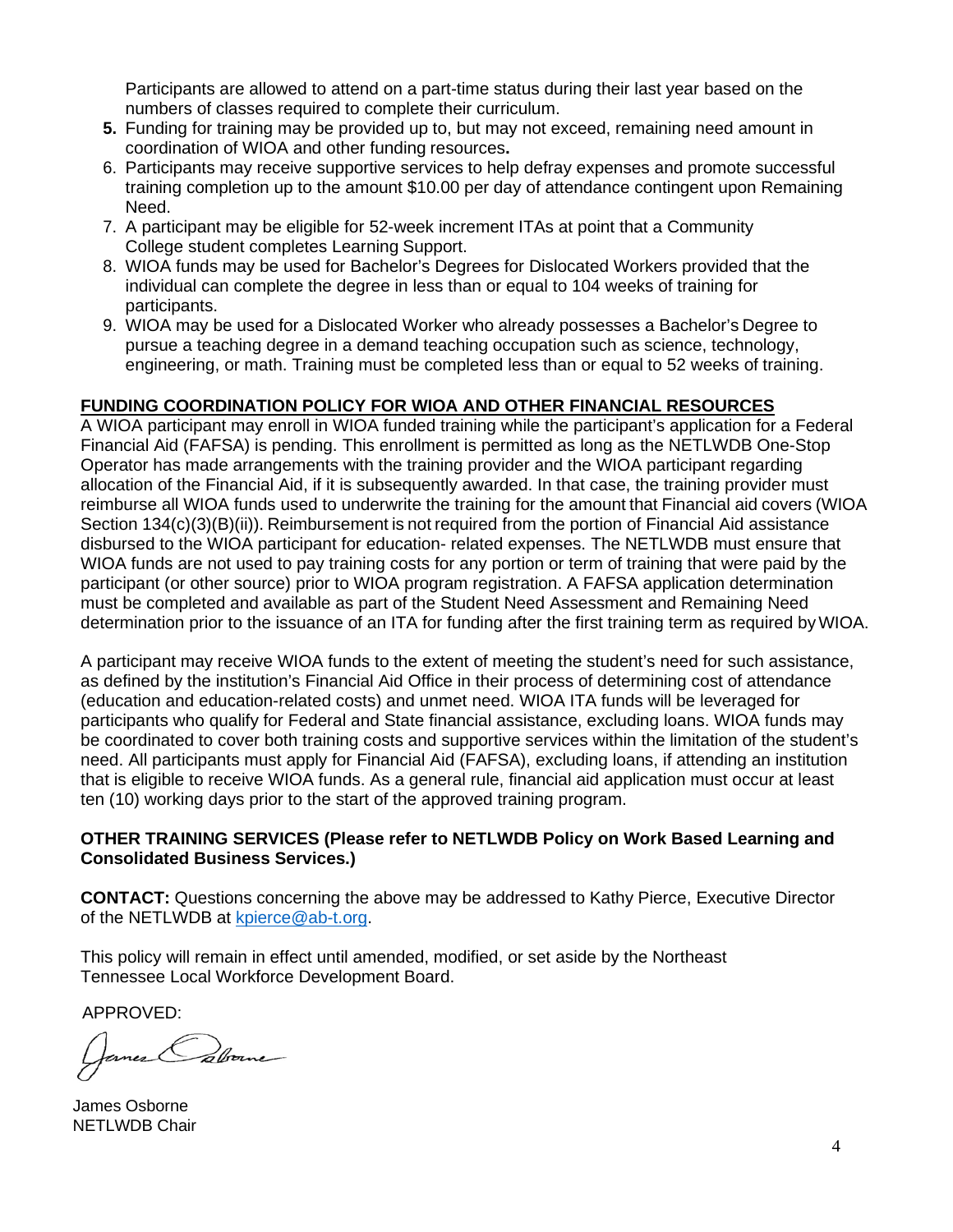Participants are allowed to attend on a part-time status during their last year based on the numbers of classes required to complete their curriculum.

5. Funding for training may be provided up to, but may not exceed, remaining need amount in coordination of WIOA and other funding resources.
6. Participants may receive supportive services to help defray expenses and promote successful training completion up to the amount $10.00 per day of attendance contingent upon Remaining Need.
7. A participant may be eligible for 52-week increment ITAs at point that a Community College student completes Learning Support.
8. WIOA funds may be used for Bachelor's Degrees for Dislocated Workers provided that the individual can complete the degree in less than or equal to 104 weeks of training for participants.
9. WIOA may be used for a Dislocated Worker who already possesses a Bachelor's Degree to pursue a teaching degree in a demand teaching occupation such as science, technology, engineering, or math. Training must be completed less than or equal to 52 weeks of training.

## FUNDING COORDINATION POLICY FOR WIOA AND OTHER FINANCIAL RESOURCES

A WIOA participant may enroll in WIOA funded training while the participant's application for a Federal Financial Aid (FAFSA) is pending. This enrollment is permitted as long as the NETLWDB One-Stop Operator has made arrangements with the training provider and the WIOA participant regarding allocation of the Financial Aid, if it is subsequently awarded. In that case, the training provider must reimburse all WIOA funds used to underwrite the training for the amount that Financial aid covers (WIOA Section 134(c)(3)(B)(ii)). Reimbursement is not required from the portion of Financial Aid assistance disbursed to the WIOA participant for education- related expenses. The NETLWDB must ensure that WIOA funds are not used to pay training costs for any portion or term of training that were paid by the participant (or other source) prior to WIOA program registration. A FAFSA application determination must be completed and available as part of the Student Need Assessment and Remaining Need determination prior to the issuance of an ITA for funding after the first training term as required by WIOA.

A participant may receive WIOA funds to the extent of meeting the student's need for such assistance, as defined by the institution's Financial Aid Office in their process of determining cost of attendance (education and education-related costs) and unmet need. WIOA ITA funds will be leveraged for participants who qualify for Federal and State financial assistance, excluding loans. WIOA funds may be coordinated to cover both training costs and supportive services within the limitation of the student's need. All participants must apply for Financial Aid (FAFSA), excluding loans, if attending an institution that is eligible to receive WIOA funds. As a general rule, financial aid application must occur at least ten (10) working days prior to the start of the approved training program.

**OTHER TRAINING SERVICES (Please refer to NETLWDB Policy on Work Based Learning and Consolidated Business Services.)**

**CONTACT:** Questions concerning the above may be addressed to Kathy Pierce, Executive Director of the NETLWDB at kpierce@ab-t.org.

This policy will remain in effect until amended, modified, or set aside by the Northeast Tennessee Local Workforce Development Board.

APPROVED:

James Osborne
NETLWDB Chair